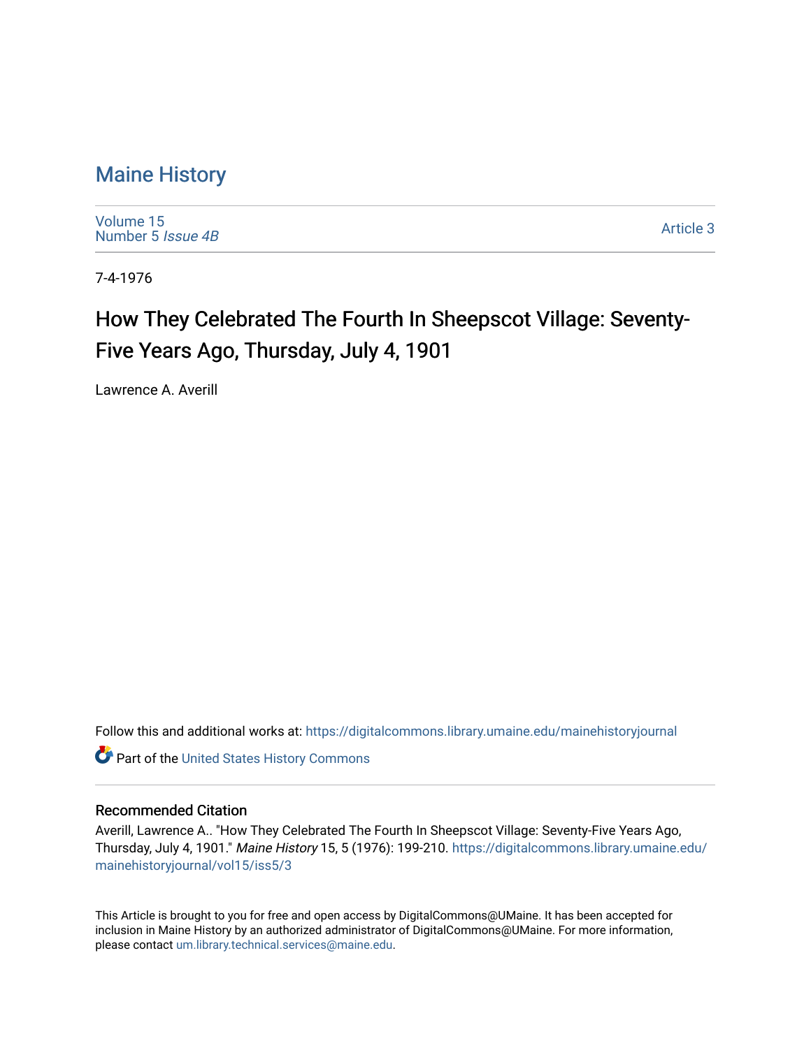# Maine History

Volume 15
Number 5 *Issue 4B*

Article 3

7-4-1976

## How They Celebrated The Fourth In Sheepscot Village: Seventy-Five Years Ago, Thursday, July 4, 1901

Lawrence A. Averill

Follow this and additional works at: https://digitalcommons.library.umaine.edu/mainehistoryjournal

Part of the United States History Commons

### Recommended Citation

Averill, Lawrence A.. "How They Celebrated The Fourth In Sheepscot Village: Seventy-Five Years Ago, Thursday, July 4, 1901." *Maine History* 15, 5 (1976): 199-210. https://digitalcommons.library.umaine.edu/mainehistoryjournal/vol15/iss5/3

This Article is brought to you for free and open access by DigitalCommons@UMaine. It has been accepted for inclusion in Maine History by an authorized administrator of DigitalCommons@UMaine. For more information, please contact um.library.technical.services@maine.edu.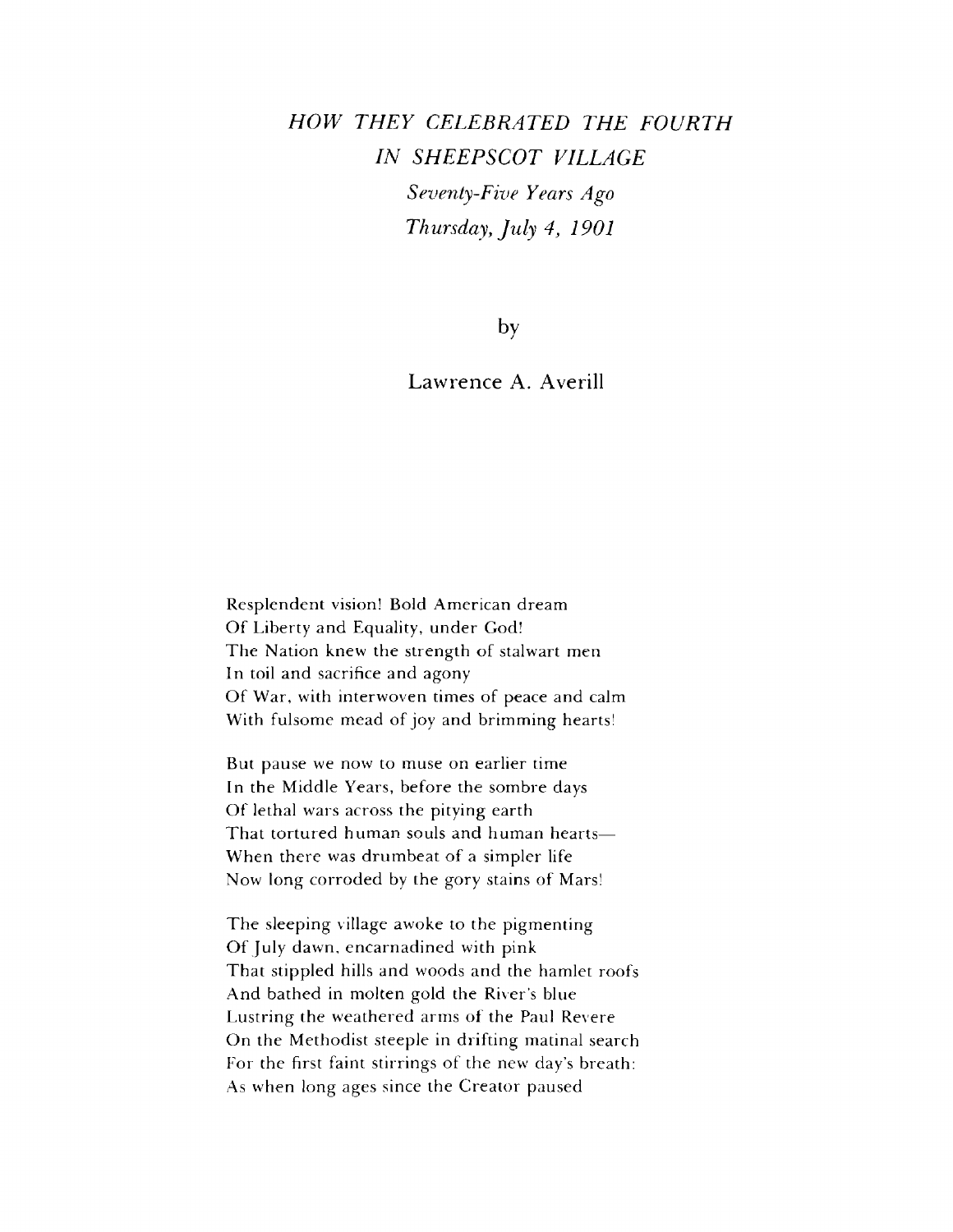# *HOW THEY CELEBRATED THE FOURTH IN SHEEPSCOT VILLAGE*

*Seventy-Five Years Ago*

*Thursday, July 4, 1901*

by

Lawrence A. Averill

Resplendent vision! Bold American dream
Of Liberty and Equality, under God!
The Nation knew the strength of stalwart men
In toil and sacrifice and agony
Of War, with interwoven times of peace and calm
With fulsome mead of joy and brimming hearts!

But pause we now to muse on earlier time
In the Middle Years, before the sombre days
Of lethal wars across the pitying earth
That tortured human souls and human hearts—
When there was drumbeat of a simpler life
Now long corroded by the gory stains of Mars!

The sleeping village awoke to the pigmenting
Of July dawn, encarnadined with pink
That stippled hills and woods and the hamlet roofs
And bathed in molten gold the River's blue
Lustring the weathered arms of the Paul Revere
On the Methodist steeple in drifting matinal search
For the first faint stirrings of the new day's breath:
As when long ages since the Creator paused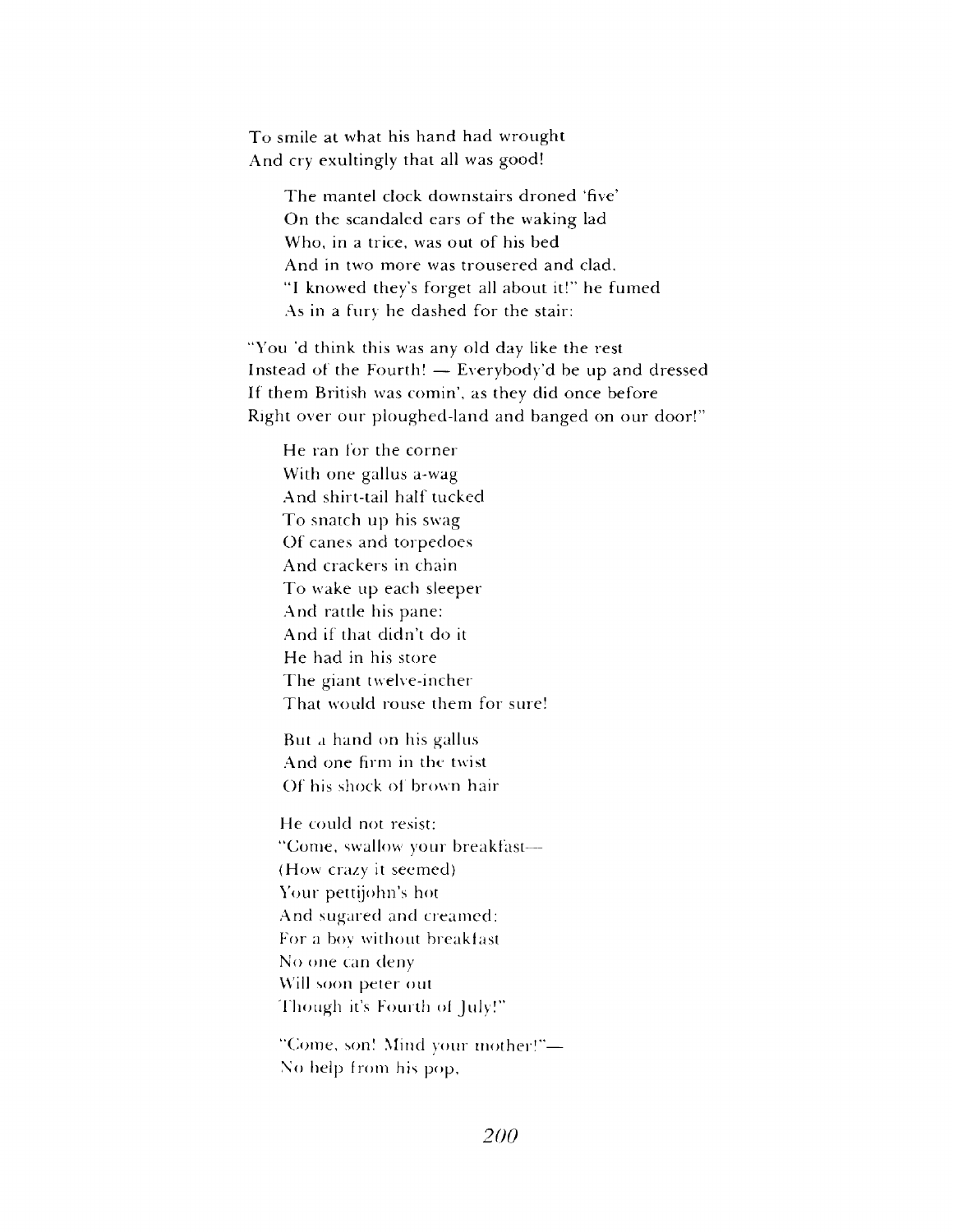To smile at what his hand had wrought  
And cry exultingly that all was good!

The mantel clock downstairs droned 'five'  
On the scandaled ears of the waking lad  
Who, in a trice, was out of his bed  
And in two more was trousered and clad.  
"I knowed they's forget all about it!" he fumed  
As in a fury he dashed for the stair:

"You 'd think this was any old day like the rest  
Instead of the Fourth! — Everybody'd be up and dressed  
If them British was comin', as they did once before  
Right over our ploughed-land and banged on our door!"

He ran for the corner  
With one gallus a-wag  
And shirt-tail half tucked  
To snatch up his swag  
Of canes and torpedoes  
And crackers in chain  
To wake up each sleeper  
And rattle his pane:  
And if that didn't do it  
He had in his store  
The giant twelve-incher  
That would rouse them for sure!

But a hand on his gallus  
And one firm in the twist  
Of his shock of brown hair

He could not resist:  
"Come, swallow your breakfast—  
(How crazy it seemed)  
Your pettijohn's hot  
And sugared and creamed:  
For a boy without breakfast  
No one can deny  
Will soon peter out  
Though it's Fourth of July!"

"Come, son! Mind your mother!"—  
No help from his pop,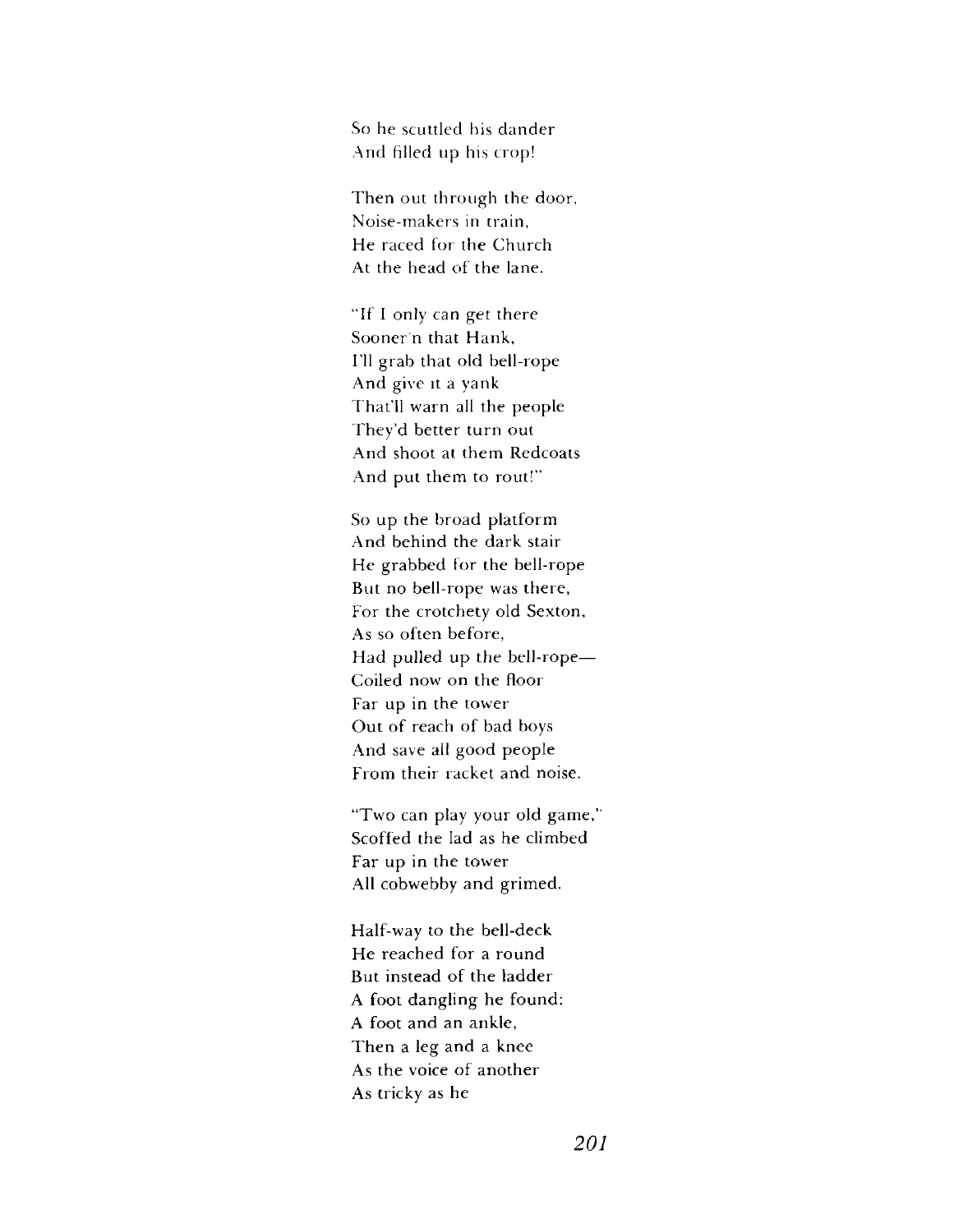So he scuttled his dander  
And filled up his crop!

Then out through the door,  
Noise-makers in train,  
He raced for the Church  
At the head of the lane.

"If I only can get there  
Sooner'n that Hank,  
I'll grab that old bell-rope  
And give it a yank  
That'll warn all the people  
They'd better turn out  
And shoot at them Redcoats  
And put them to rout!"

So up the broad platform  
And behind the dark stair  
He grabbed for the bell-rope  
But no bell-rope was there,  
For the crotchety old Sexton,  
As so often before,  
Had pulled up the bell-rope—  
Coiled now on the floor  
Far up in the tower  
Out of reach of bad boys  
And save all good people  
From their racket and noise.

"Two can play your old game,"  
Scoffed the lad as he climbed  
Far up in the tower  
All cobwebby and grimed.

Half-way to the bell-deck  
He reached for a round  
But instead of the ladder  
A foot dangling he found:  
A foot and an ankle,  
Then a leg and a knee  
As the voice of another  
As tricky as he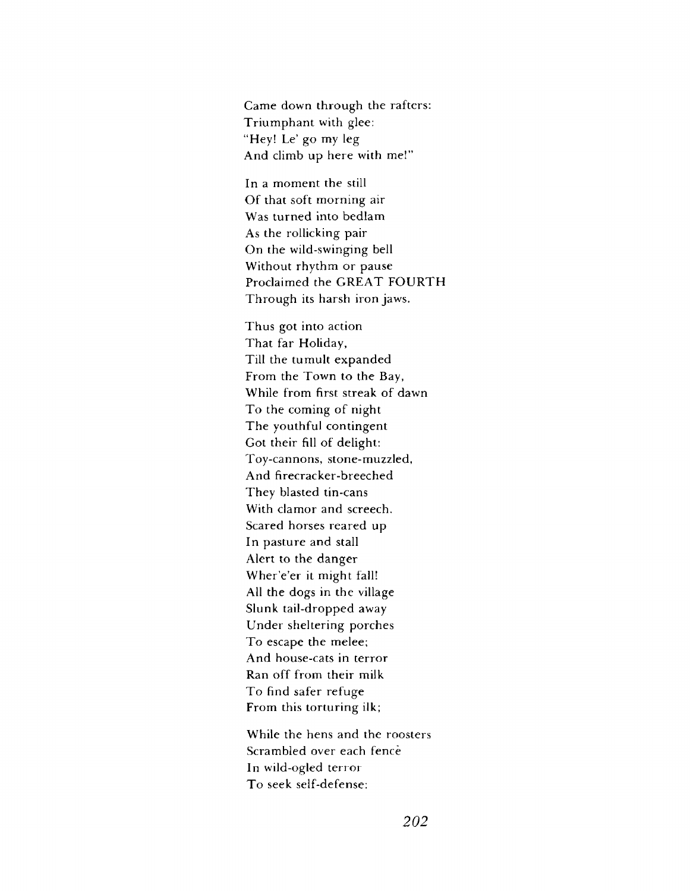Came down through the rafters:  
Triumphant with glee:  
"Hey! Le' go my leg  
And climb up here with me!"

In a moment the still  
Of that soft morning air  
Was turned into bedlam  
As the rollicking pair  
On the wild-swinging bell  
Without rhythm or pause  
Proclaimed the GREAT FOURTH  
Through its harsh iron jaws.

Thus got into action  
That far Holiday,  
Till the tumult expanded  
From the Town to the Bay,  
While from first streak of dawn  
To the coming of night  
The youthful contingent  
Got their fill of delight:  
Toy-cannons, stone-muzzled,  
And firecracker-breeched  
They blasted tin-cans  
With clamor and screech.  
Scared horses reared up  
In pasture and stall  
Alert to the danger  
Wher'e'er it might fall!  
All the dogs in the village  
Slunk tail-dropped away  
Under sheltering porches  
To escape the melee;  
And house-cats in terror  
Ran off from their milk  
To find safer refuge  
From this torturing ilk;

While the hens and the roosters  
Scrambled over each fencè  
In wild-ogled terror  
To seek self-defense: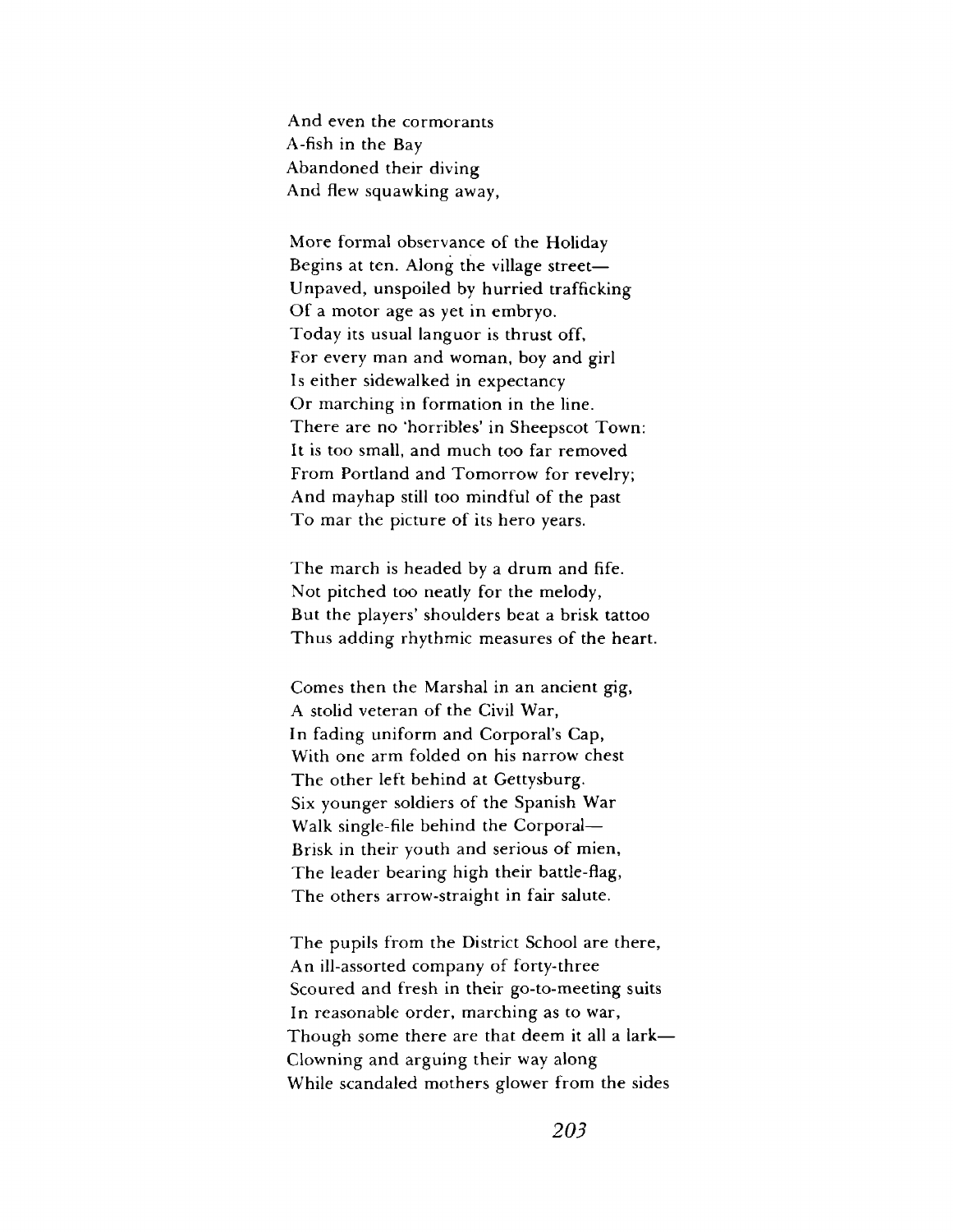And even the cormorants
A-fish in the Bay
Abandoned their diving
And flew squawking away,

More formal observance of the Holiday
Begins at ten. Along the village street—
Unpaved, unspoiled by hurried trafficking
Of a motor age as yet in embryo.
Today its usual languor is thrust off,
For every man and woman, boy and girl
Is either sidewalked in expectancy
Or marching in formation in the line.
There are no 'horribles' in Sheepscot Town:
It is too small, and much too far removed
From Portland and Tomorrow for revelry;
And mayhap still too mindful of the past
To mar the picture of its hero years.

The march is headed by a drum and fife.
Not pitched too neatly for the melody,
But the players' shoulders beat a brisk tattoo
Thus adding rhythmic measures of the heart.

Comes then the Marshal in an ancient gig,
A stolid veteran of the Civil War,
In fading uniform and Corporal's Cap,
With one arm folded on his narrow chest
The other left behind at Gettysburg.
Six younger soldiers of the Spanish War
Walk single-file behind the Corporal—
Brisk in their youth and serious of mien,
The leader bearing high their battle-flag,
The others arrow-straight in fair salute.

The pupils from the District School are there,
An ill-assorted company of forty-three
Scoured and fresh in their go-to-meeting suits
In reasonable order, marching as to war,
Though some there are that deem it all a lark—
Clowning and arguing their way along
While scandaled mothers glower from the sides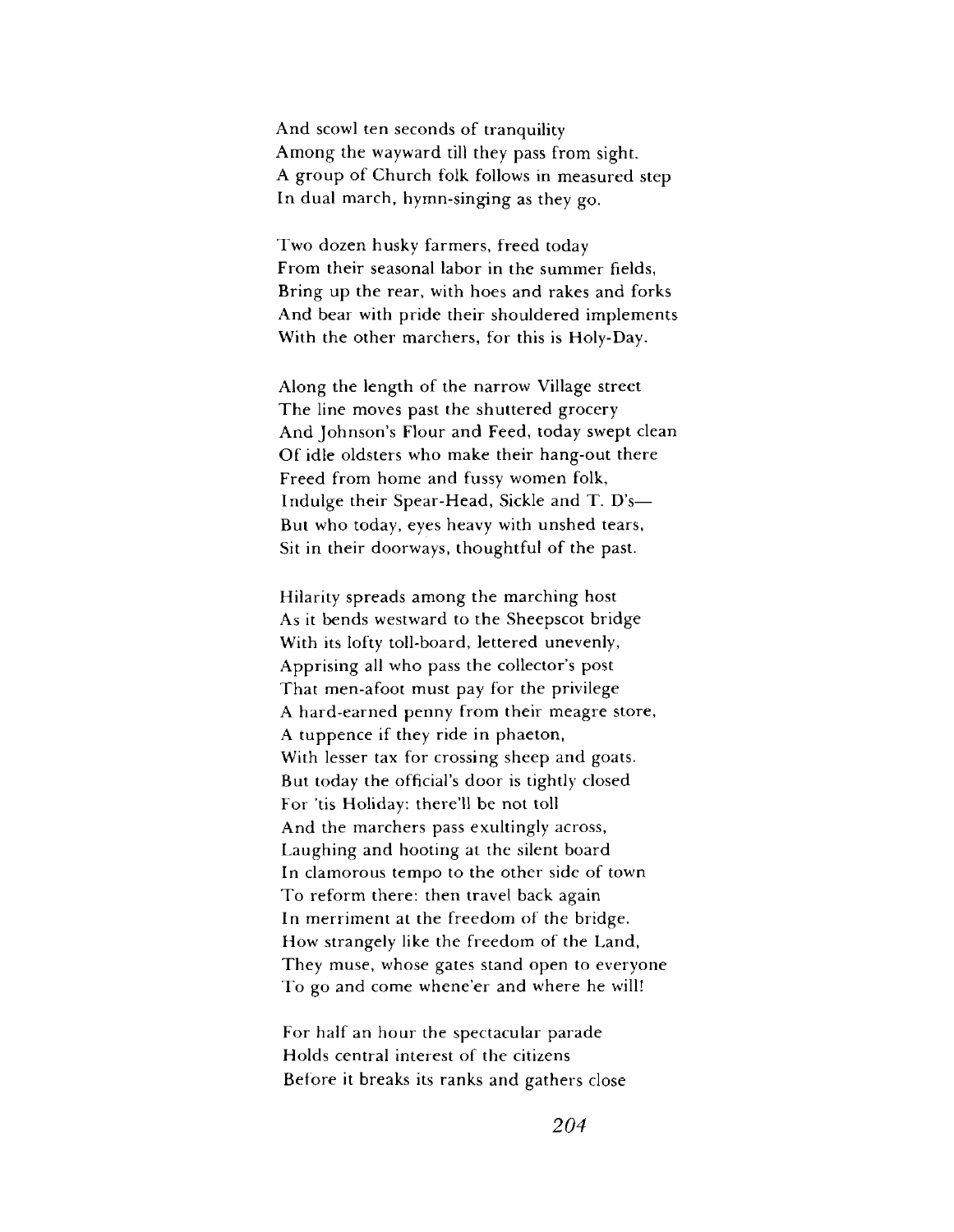And scowl ten seconds of tranquility
Among the wayward till they pass from sight.
A group of Church folk follows in measured step
In dual march, hymn-singing as they go.

Two dozen husky farmers, freed today
From their seasonal labor in the summer fields,
Bring up the rear, with hoes and rakes and forks
And bear with pride their shouldered implements
With the other marchers, for this is Holy-Day.

Along the length of the narrow Village street
The line moves past the shuttered grocery
And Johnson's Flour and Feed, today swept clean
Of idle oldsters who make their hang-out there
Freed from home and fussy women folk,
Indulge their Spear-Head, Sickle and T. D's—
But who today, eyes heavy with unshed tears,
Sit in their doorways, thoughtful of the past.

Hilarity spreads among the marching host
As it bends westward to the Sheepscot bridge
With its lofty toll-board, lettered unevenly,
Apprising all who pass the collector's post
That men-afoot must pay for the privilege
A hard-earned penny from their meagre store,
A tuppence if they ride in phaeton,
With lesser tax for crossing sheep and goats.
But today the official's door is tightly closed
For 'tis Holiday: there'll be not toll
And the marchers pass exultingly across,
Laughing and hooting at the silent board
In clamorous tempo to the other side of town
To reform there: then travel back again
In merriment at the freedom of the bridge.
How strangely like the freedom of the Land,
They muse, whose gates stand open to everyone
To go and come whene'er and where he will!

For half an hour the spectacular parade
Holds central interest of the citizens
Before it breaks its ranks and gathers close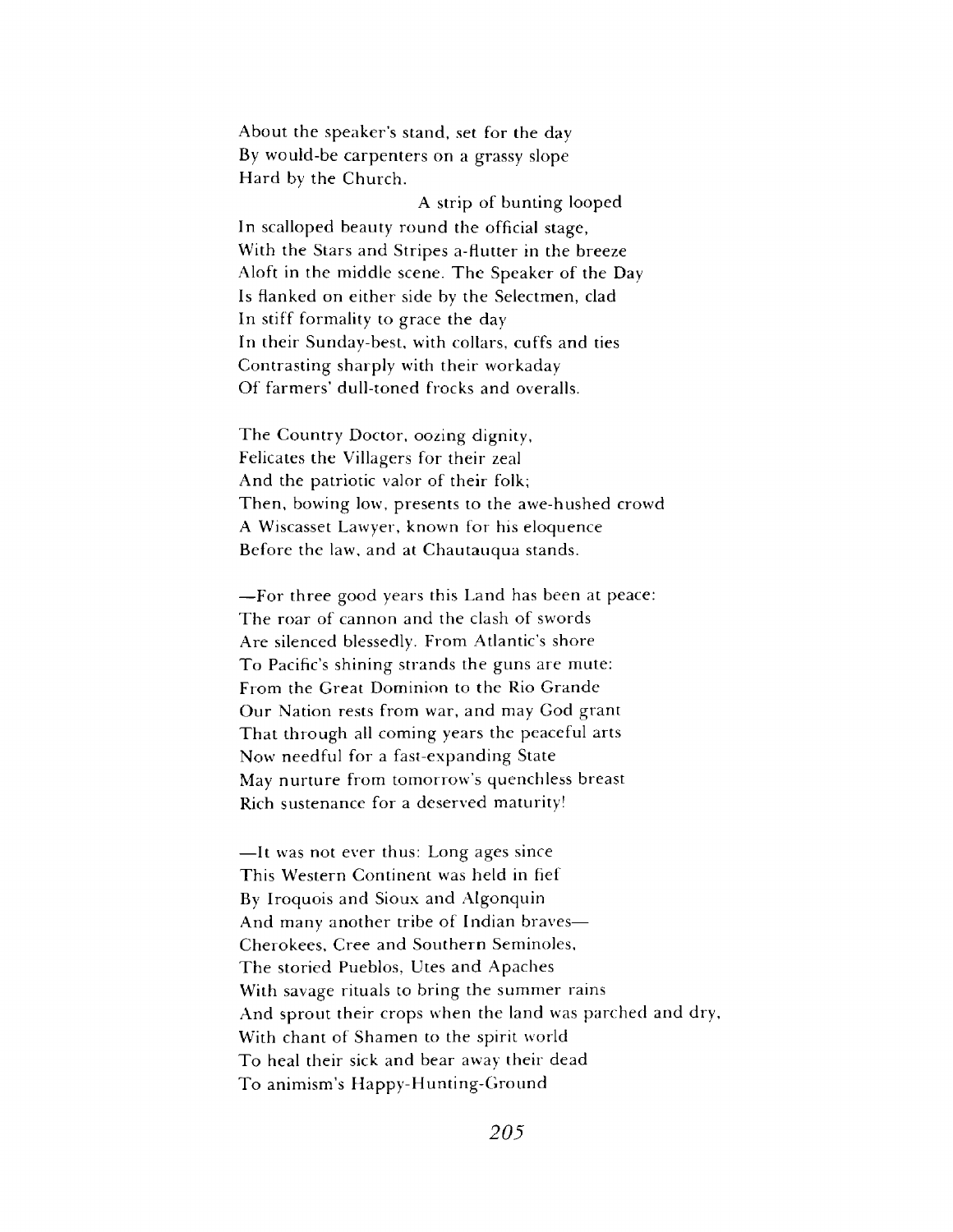About the speaker's stand, set for the day
By would-be carpenters on a grassy slope
Hard by the Church.

A strip of bunting looped
In scalloped beauty round the official stage,
With the Stars and Stripes a-flutter in the breeze
Aloft in the middle scene. The Speaker of the Day
Is flanked on either side by the Selectmen, clad
In stiff formality to grace the day
In their Sunday-best, with collars, cuffs and ties
Contrasting sharply with their workaday
Of farmers' dull-toned frocks and overalls.

The Country Doctor, oozing dignity,
Felicates the Villagers for their zeal
And the patriotic valor of their folk;
Then, bowing low, presents to the awe-hushed crowd
A Wiscasset Lawyer, known for his eloquence
Before the law, and at Chautauqua stands.

—For three good years this Land has been at peace:
The roar of cannon and the clash of swords
Are silenced blessedly. From Atlantic's shore
To Pacific's shining strands the guns are mute:
From the Great Dominion to the Rio Grande
Our Nation rests from war, and may God grant
That through all coming years the peaceful arts
Now needful for a fast-expanding State
May nurture from tomorrow's quenchless breast
Rich sustenance for a deserved maturity!

—It was not ever thus: Long ages since
This Western Continent was held in fief
By Iroquois and Sioux and Algonquin
And many another tribe of Indian braves—
Cherokees, Cree and Southern Seminoles,
The storied Pueblos, Utes and Apaches
With savage rituals to bring the summer rains
And sprout their crops when the land was parched and dry,
With chant of Shamen to the spirit world
To heal their sick and bear away their dead
To animism's Happy-Hunting-Ground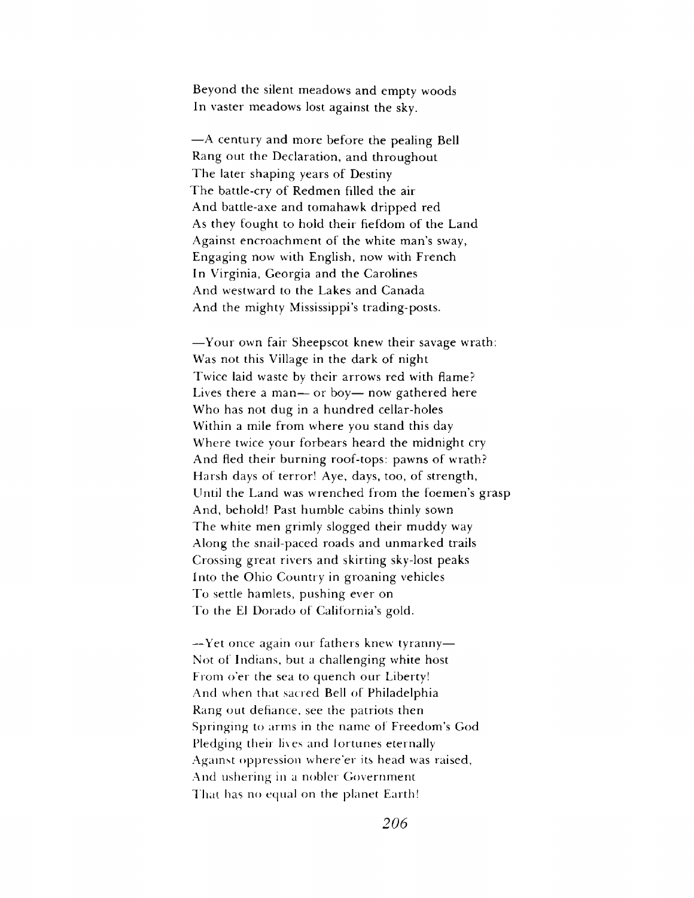Beyond the silent meadows and empty woods
In vaster meadows lost against the sky.

—A century and more before the pealing Bell
Rang out the Declaration, and throughout
The later shaping years of Destiny
The battle-cry of Redmen filled the air
And battle-axe and tomahawk dripped red
As they fought to hold their fiefdom of the Land
Against encroachment of the white man's sway,
Engaging now with English, now with French
In Virginia, Georgia and the Carolines
And westward to the Lakes and Canada
And the mighty Mississippi's trading-posts.

—Your own fair Sheepscot knew their savage wrath:
Was not this Village in the dark of night
Twice laid waste by their arrows red with flame?
Lives there a man— or boy— now gathered here
Who has not dug in a hundred cellar-holes
Within a mile from where you stand this day
Where twice your forbears heard the midnight cry
And fled their burning roof-tops: pawns of wrath?
Harsh days of terror! Aye, days, too, of strength,
Until the Land was wrenched from the foemen's grasp
And, behold! Past humble cabins thinly sown
The white men grimly slogged their muddy way
Along the snail-paced roads and unmarked trails
Crossing great rivers and skirting sky-lost peaks
Into the Ohio Country in groaning vehicles
To settle hamlets, pushing ever on
To the El Dorado of California's gold.

—Yet once again our fathers knew tyranny—
Not of Indians, but a challenging white host
From o'er the sea to quench our Liberty!
And when that sacred Bell of Philadelphia
Rang out defiance, see the patriots then
Springing to arms in the name of Freedom's God
Pledging their lives and fortunes eternally
Against oppression where'er its head was raised,
And ushering in a nobler Government
That has no equal on the planet Earth!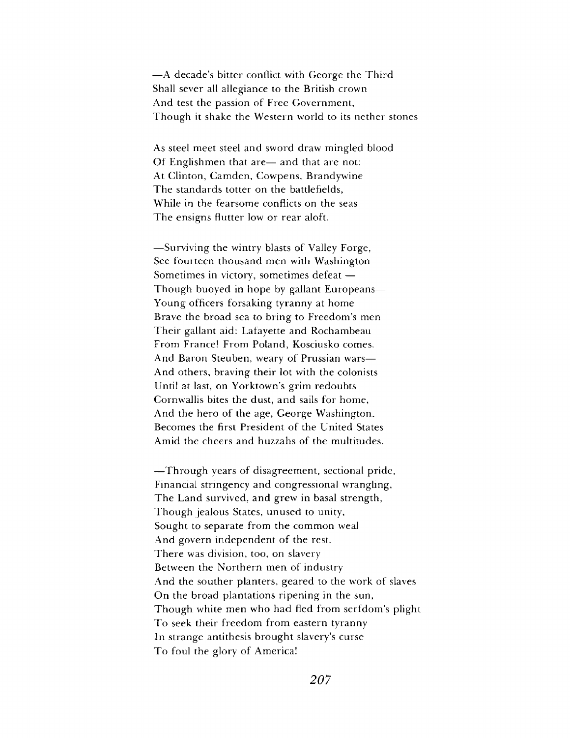—A decade's bitter conflict with George the Third
Shall sever all allegiance to the British crown
And test the passion of Free Government,
Though it shake the Western world to its nether stones

As steel meet steel and sword draw mingled blood
Of Englishmen that are— and that are not:
At Clinton, Camden, Cowpens, Brandywine
The standards totter on the battlefields,
While in the fearsome conflicts on the seas
The ensigns flutter low or rear aloft.

—Surviving the wintry blasts of Valley Forge,
See fourteen thousand men with Washington
Sometimes in victory, sometimes defeat —
Though buoyed in hope by gallant Europeans—
Young officers forsaking tyranny at home
Brave the broad sea to bring to Freedom's men
Their gallant aid: Lafayette and Rochambeau
From France! From Poland, Kosciusko comes.
And Baron Steuben, weary of Prussian wars—
And others, braving their lot with the colonists
Until at last, on Yorktown's grim redoubts
Cornwallis bites the dust, and sails for home,
And the hero of the age, George Washington.
Becomes the first President of the United States
Amid the cheers and huzzahs of the multitudes.

—Through years of disagreement, sectional pride,
Financial stringency and congressional wrangling,
The Land survived, and grew in basal strength,
Though jealous States, unused to unity,
Sought to separate from the common weal
And govern independent of the rest.
There was division, too, on slavery
Between the Northern men of industry
And the souther planters, geared to the work of slaves
On the broad plantations ripening in the sun,
Though white men who had fled from serfdom's plight
To seek their freedom from eastern tyranny
In strange antithesis brought slavery's curse
To foul the glory of America!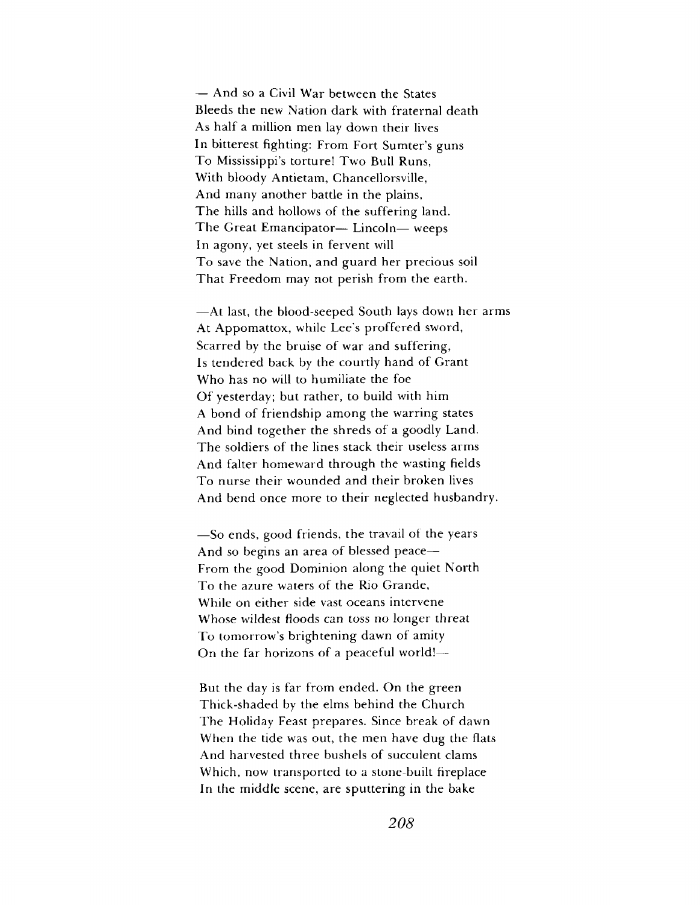— And so a Civil War between the States
Bleeds the new Nation dark with fraternal death
As half a million men lay down their lives
In bitterest fighting: From Fort Sumter's guns
To Mississippi's torture! Two Bull Runs,
With bloody Antietam, Chancellorsville,
And many another battle in the plains,
The hills and hollows of the suffering land.
The Great Emancipator— Lincoln— weeps
In agony, yet steels in fervent will
To save the Nation, and guard her precious soil
That Freedom may not perish from the earth.

—At last, the blood-seeped South lays down her arms
At Appomattox, while Lee's proffered sword,
Scarred by the bruise of war and suffering,
Is tendered back by the courtly hand of Grant
Who has no will to humiliate the foe
Of yesterday; but rather, to build with him
A bond of friendship among the warring states
And bind together the shreds of a goodly Land.
The soldiers of the lines stack their useless arms
And falter homeward through the wasting fields
To nurse their wounded and their broken lives
And bend once more to their neglected husbandry.

—So ends, good friends, the travail of the years
And so begins an area of blessed peace—
From the good Dominion along the quiet North
To the azure waters of the Rio Grande,
While on either side vast oceans intervene
Whose wildest floods can toss no longer threat
To tomorrow's brightening dawn of amity
On the far horizons of a peaceful world!—

But the day is far from ended. On the green
Thick-shaded by the elms behind the Church
The Holiday Feast prepares. Since break of dawn
When the tide was out, the men have dug the flats
And harvested three bushels of succulent clams
Which, now transported to a stone-built fireplace
In the middle scene, are sputtering in the bake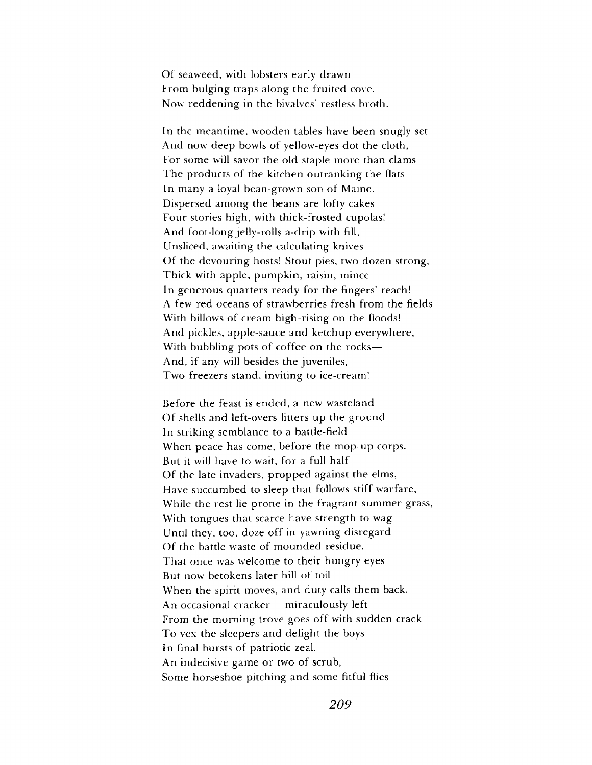Of seaweed, with lobsters early drawn  
From bulging traps along the fruited cove.  
Now reddening in the bivalves' restless broth.

In the meantime, wooden tables have been snugly set  
And now deep bowls of yellow-eyes dot the cloth,  
For some will savor the old staple more than clams  
The products of the kitchen outranking the flats  
In many a loyal bean-grown son of Maine.  
Dispersed among the beans are lofty cakes  
Four stories high, with thick-frosted cupolas!  
And foot-long jelly-rolls a-drip with fill,  
Unsliced, awaiting the calculating knives  
Of the devouring hosts! Stout pies, two dozen strong,  
Thick with apple, pumpkin, raisin, mince  
In generous quarters ready for the fingers' reach!  
A few red oceans of strawberries fresh from the fields  
With billows of cream high-rising on the floods!  
And pickles, apple-sauce and ketchup everywhere,  
With bubbling pots of coffee on the rocks—  
And, if any will besides the juveniles,  
Two freezers stand, inviting to ice-cream!

Before the feast is ended, a new wasteland  
Of shells and left-overs litters up the ground  
In striking semblance to a battle-field  
When peace has come, before the mop-up corps.  
But it will have to wait, for a full half  
Of the late invaders, propped against the elms,  
Have succumbed to sleep that follows stiff warfare,  
While the rest lie prone in the fragrant summer grass,  
With tongues that scarce have strength to wag  
Until they, too, doze off in yawning disregard  
Of the battle waste of mounded residue.  
That once was welcome to their hungry eyes  
But now betokens later hill of toil  
When the spirit moves, and duty calls them back.  
An occasional cracker— miraculously left  
From the morning trove goes off with sudden crack  
To vex the sleepers and delight the boys  
In final bursts of patriotic zeal.  
An indecisive game or two of scrub,  
Some horseshoe pitching and some fitful flies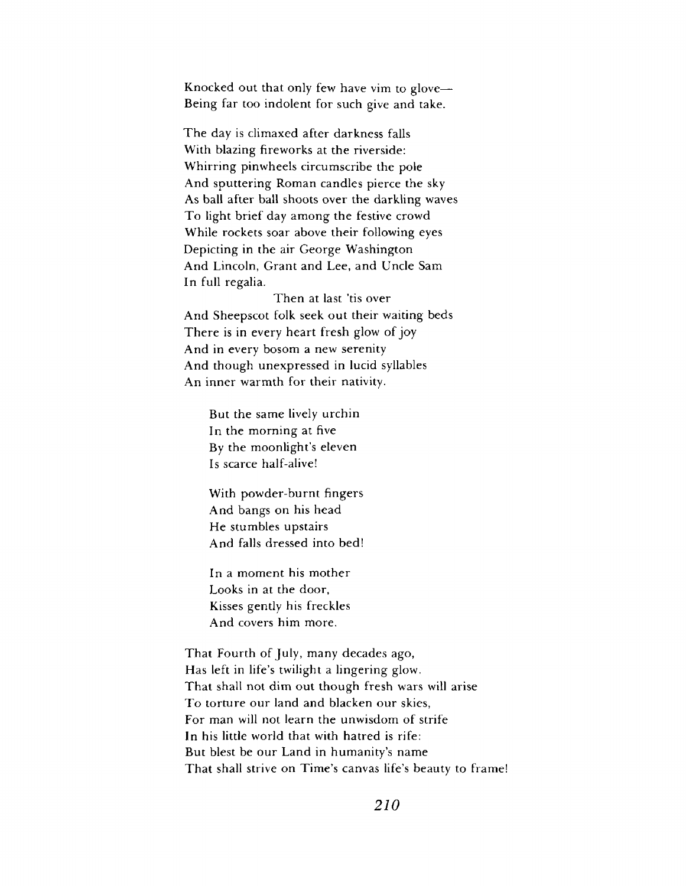Knocked out that only few have vim to glove—
Being far too indolent for such give and take.

The day is climaxed after darkness falls
With blazing fireworks at the riverside:
Whirring pinwheels circumscribe the pole
And sputtering Roman candles pierce the sky
As ball after ball shoots over the darkling waves
To light brief day among the festive crowd
While rockets soar above their following eyes
Depicting in the air George Washington
And Lincoln, Grant and Lee, and Uncle Sam
In full regalia.
                Then at last 'tis over
And Sheepscot folk seek out their waiting beds
There is in every heart fresh glow of joy
And in every bosom a new serenity
And though unexpressed in lucid syllables
An inner warmth for their nativity.

> But the same lively urchin
> In the morning at five
> By the moonlight's eleven
> Is scarce half-alive!
>
> With powder-burnt fingers
> And bangs on his head
> He stumbles upstairs
> And falls dressed into bed!
>
> In a moment his mother
> Looks in at the door,
> Kisses gently his freckles
> And covers him more.

That Fourth of July, many decades ago,
Has left in life's twilight a lingering glow.
That shall not dim out though fresh wars will arise
To torture our land and blacken our skies,
For man will not learn the unwisdom of strife
In his little world that with hatred is rife:
But blest be our Land in humanity's name
That shall strive on Time's canvas life's beauty to frame!